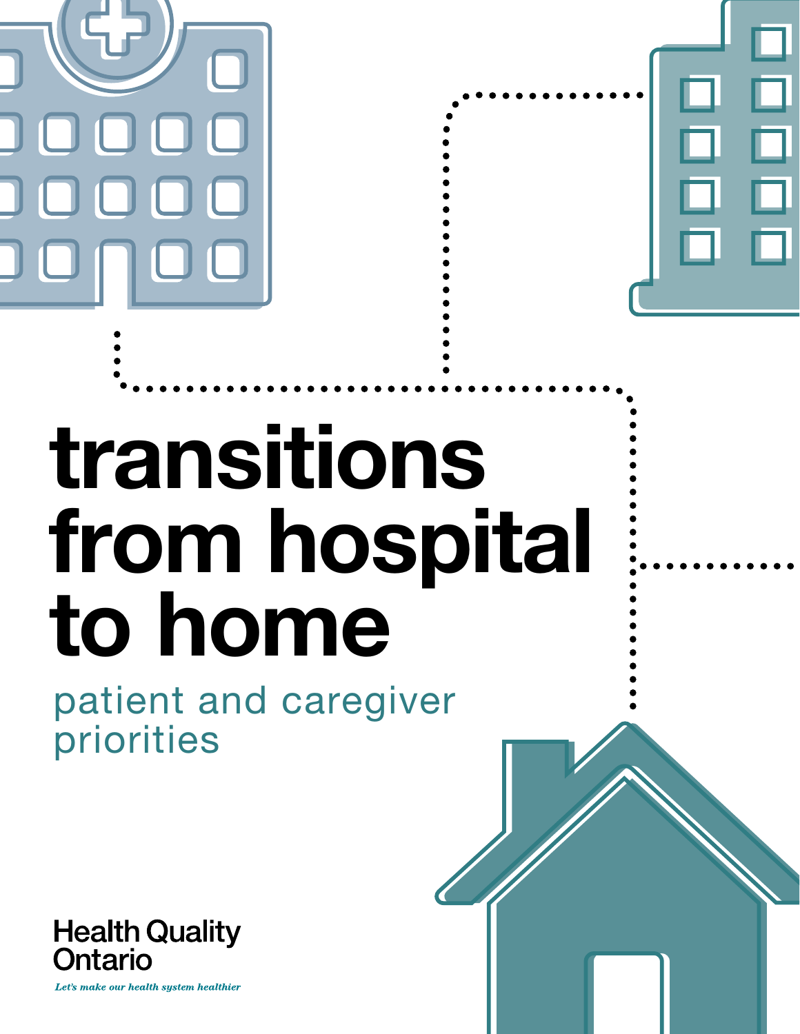# transitions from hospital to home

## patient and caregiver priorities

Health Quality Ontario

*Let's make our health system healthier*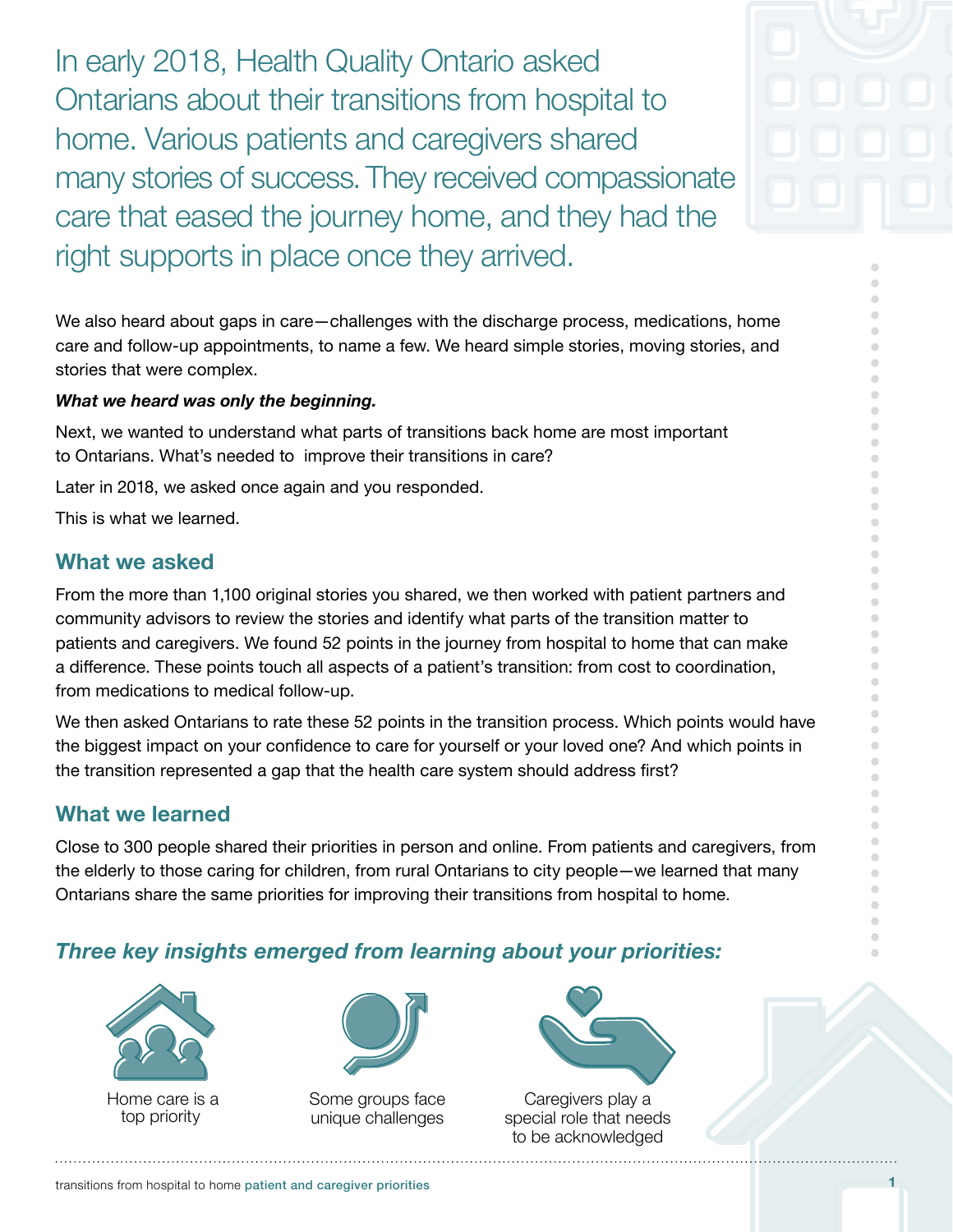In early 2018, Health Quality Ontario asked Ontarians about their transitions from hospital to home. Various patients and caregivers shared many stories of success. They received compassionate care that eased the journey home, and they had the right supports in place once they arrived.

We also heard about gaps in care—challenges with the discharge process, medications, home care and follow-up appointments, to name a few. We heard simple stories, moving stories, and stories that were complex.

***What we heard was only the beginning.***

Next, we wanted to understand what parts of transitions back home are most important to Ontarians. What's needed to improve their transitions in care?

Later in 2018, we asked once again and you responded.

This is what we learned.

## What we asked

From the more than 1,100 original stories you shared, we then worked with patient partners and community advisors to review the stories and identify what parts of the transition matter to patients and caregivers. We found 52 points in the journey from hospital to home that can make a difference. These points touch all aspects of a patient's transition: from cost to coordination, from medications to medical follow-up.

We then asked Ontarians to rate these 52 points in the transition process. Which points would have the biggest impact on your confidence to care for yourself or your loved one? And which points in the transition represented a gap that the health care system should address first?

## What we learned

Close to 300 people shared their priorities in person and online. From patients and caregivers, from the elderly to those caring for children, from rural Ontarians to city people—we learned that many Ontarians share the same priorities for improving their transitions from hospital to home.

### *Three key insights emerged from learning about your priorities:*

Home care is a top priority

Some groups face unique challenges

Caregivers play a special role that needs to be acknowledged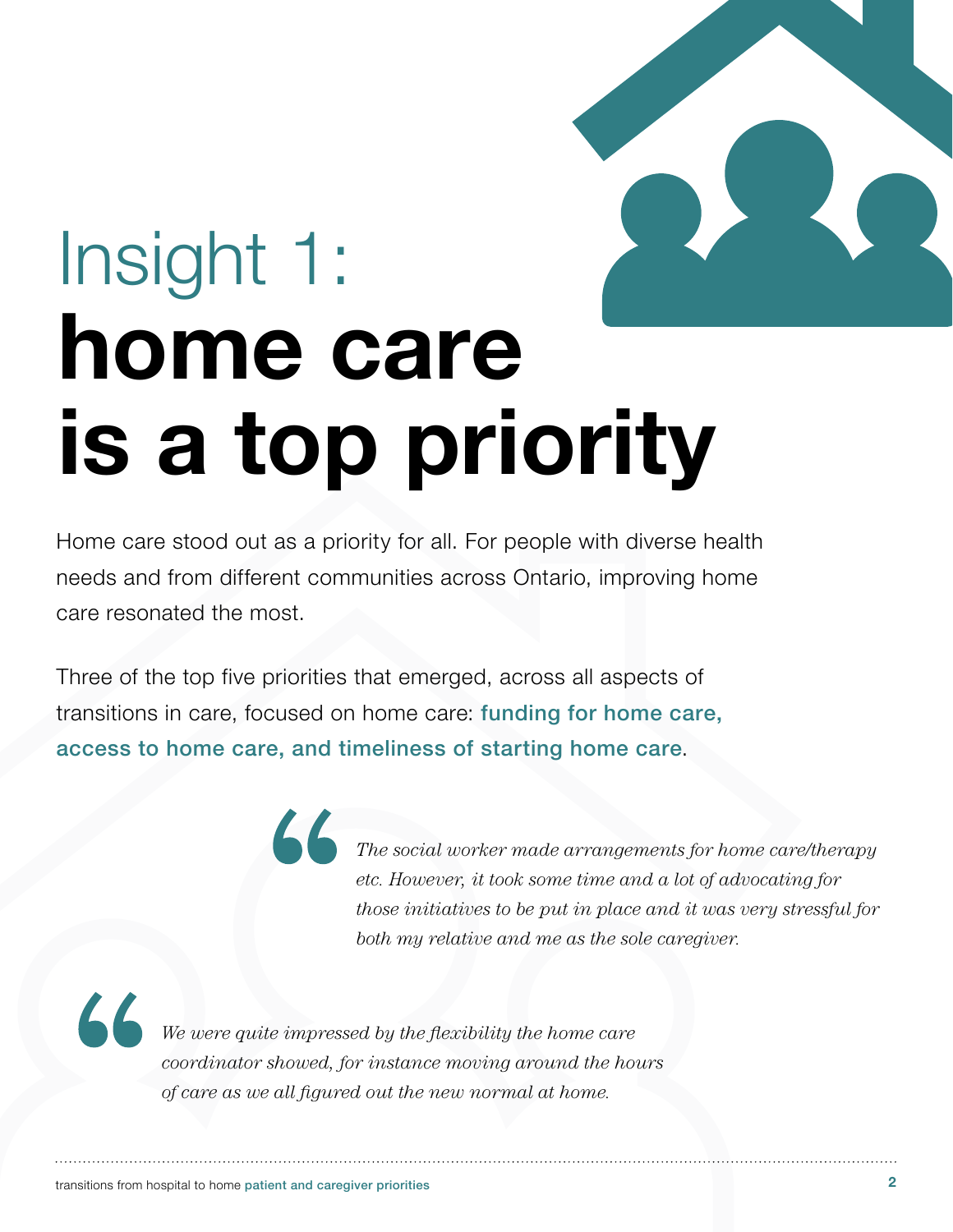# Insight 1: **home care is a top priority**

Home care stood out as a priority for all. For people with diverse health needs and from different communities across Ontario, improving home care resonated the most.

Three of the top five priorities that emerged, across all aspects of transitions in care, focused on home care: **funding for home care, access to home care, and timeliness of starting home care**.

> *The social worker made arrangements for home care/therapy etc. However, it took some time and a lot of advocating for those initiatives to be put in place and it was very stressful for both my relative and me as the sole caregiver.*

> *We were quite impressed by the flexibility the home care coordinator showed, for instance moving around the hours of care as we all figured out the new normal at home.*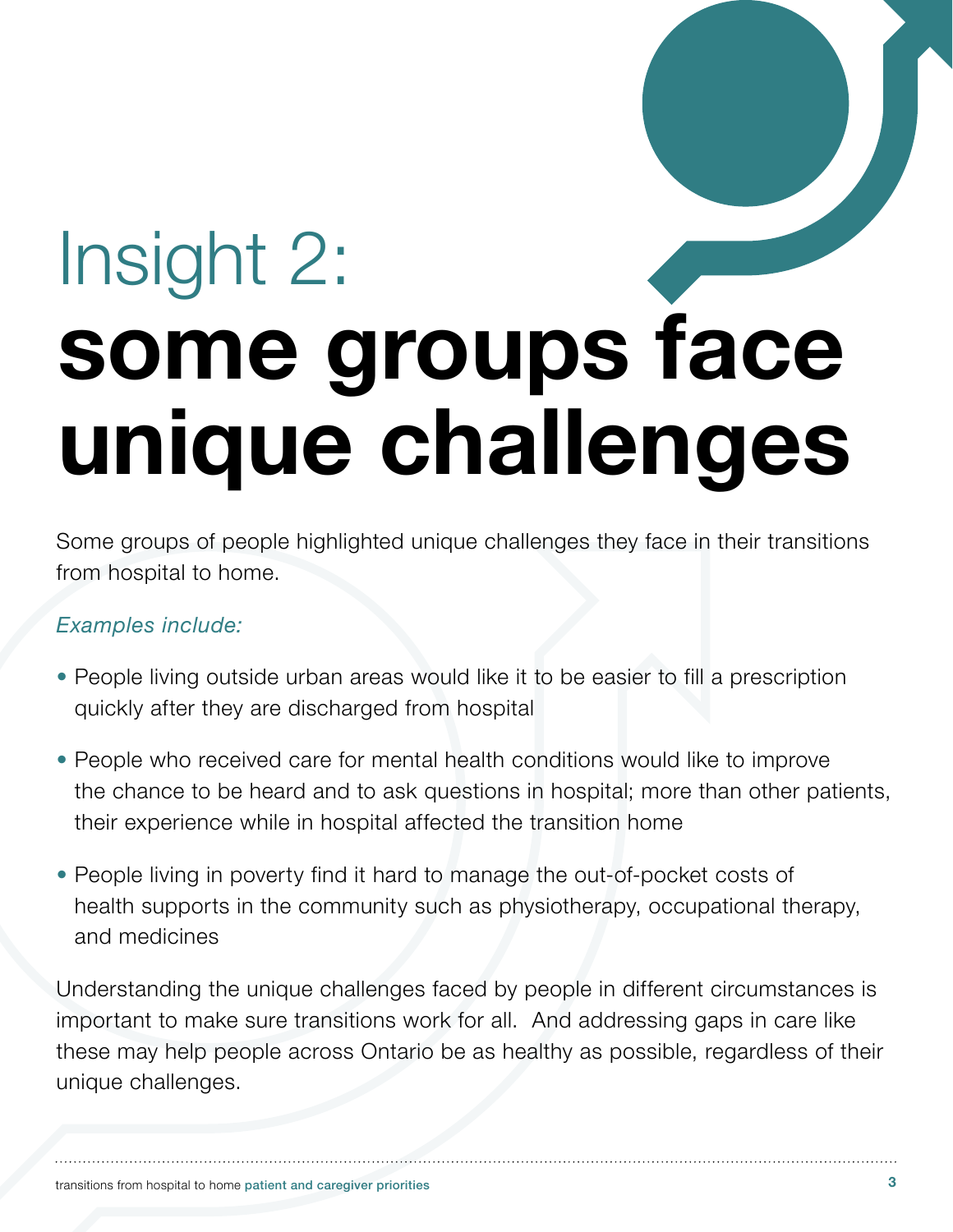# Insight 2: some groups face unique challenges

Some groups of people highlighted unique challenges they face in their transitions from hospital to home.

*Examples include:*

- People living outside urban areas would like it to be easier to fill a prescription quickly after they are discharged from hospital
- People who received care for mental health conditions would like to improve the chance to be heard and to ask questions in hospital; more than other patients, their experience while in hospital affected the transition home
- People living in poverty find it hard to manage the out-of-pocket costs of health supports in the community such as physiotherapy, occupational therapy, and medicines

Understanding the unique challenges faced by people in different circumstances is important to make sure transitions work for all. And addressing gaps in care like these may help people across Ontario be as healthy as possible, regardless of their unique challenges.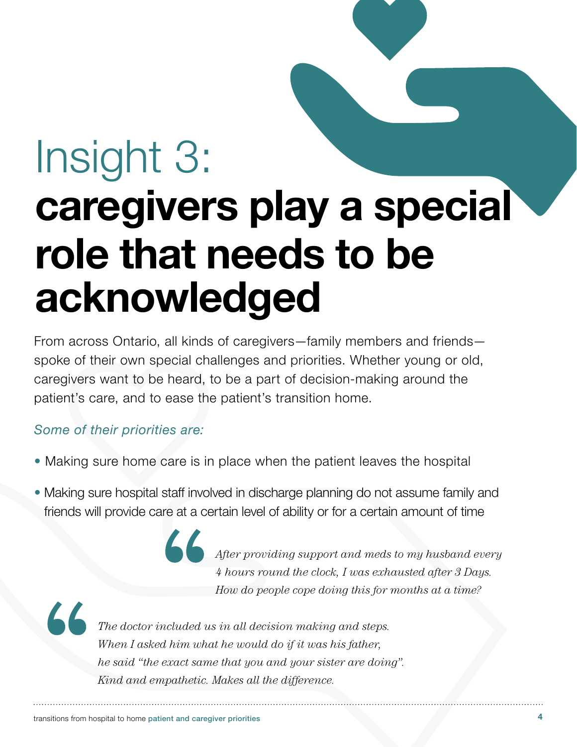# Insight 3: **caregivers play a special role that needs to be acknowledged**

From across Ontario, all kinds of caregivers—family members and friends—spoke of their own special challenges and priorities. Whether young or old, caregivers want to be heard, to be a part of decision-making around the patient's care, and to ease the patient's transition home.

*Some of their priorities are:*

- Making sure home care is in place when the patient leaves the hospital
- Making sure hospital staff involved in discharge planning do not assume family and friends will provide care at a certain level of ability or for a certain amount of time

> *After providing support and meds to my husband every 4 hours round the clock, I was exhausted after 3 Days. How do people cope doing this for months at a time?*

> *The doctor included us in all decision making and steps. When I asked him what he would do if it was his father, he said "the exact same that you and your sister are doing". Kind and empathetic. Makes all the difference.*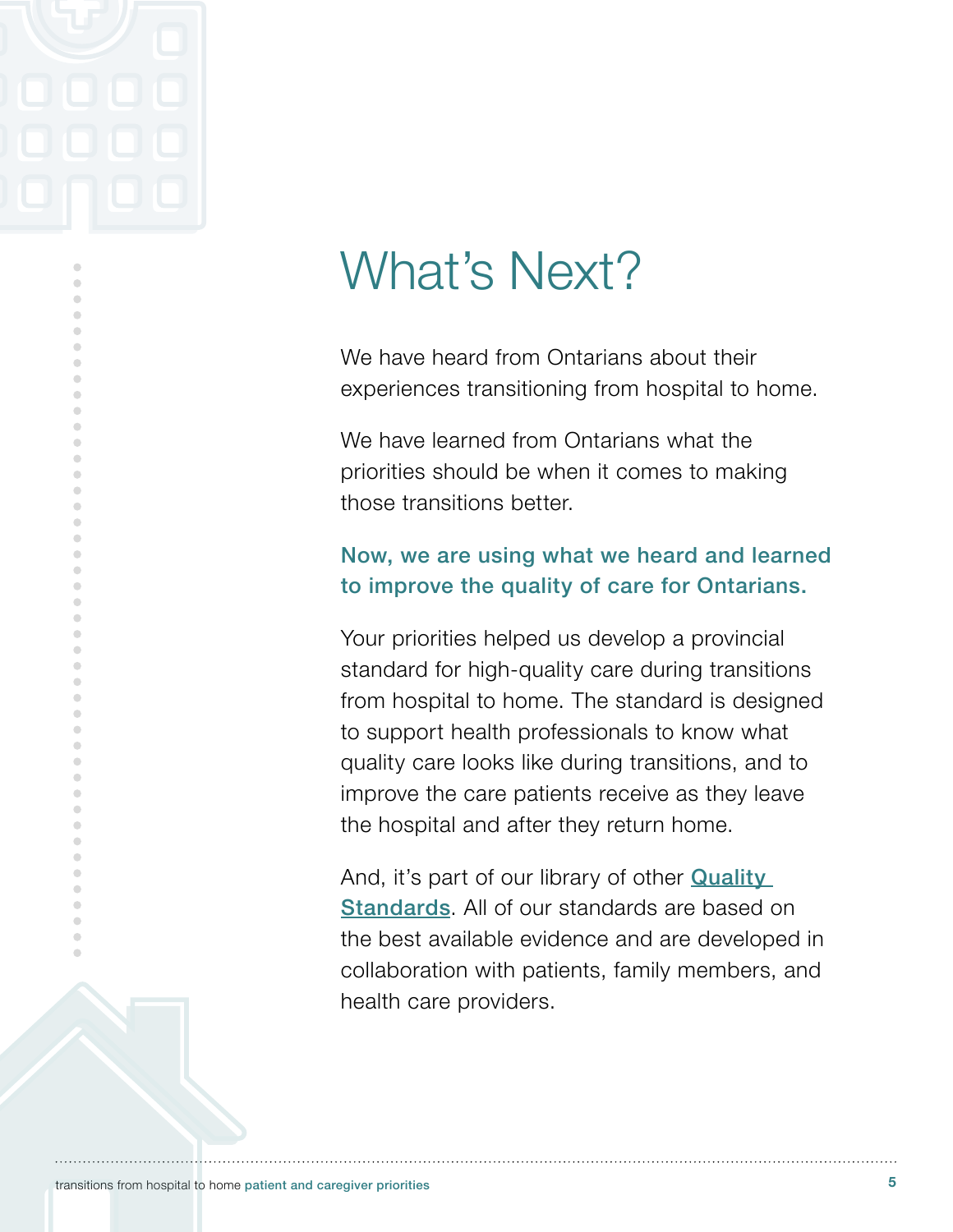# What's Next?

We have heard from Ontarians about their experiences transitioning from hospital to home.

We have learned from Ontarians what the priorities should be when it comes to making those transitions better.

**Now, we are using what we heard and learned to improve the quality of care for Ontarians.**

Your priorities helped us develop a provincial standard for high-quality care during transitions from hospital to home. The standard is designed to support health professionals to know what quality care looks like during transitions, and to improve the care patients receive as they leave the hospital and after they return home.

And, it's part of our library of other **Quality Standards**. All of our standards are based on the best available evidence and are developed in collaboration with patients, family members, and health care providers.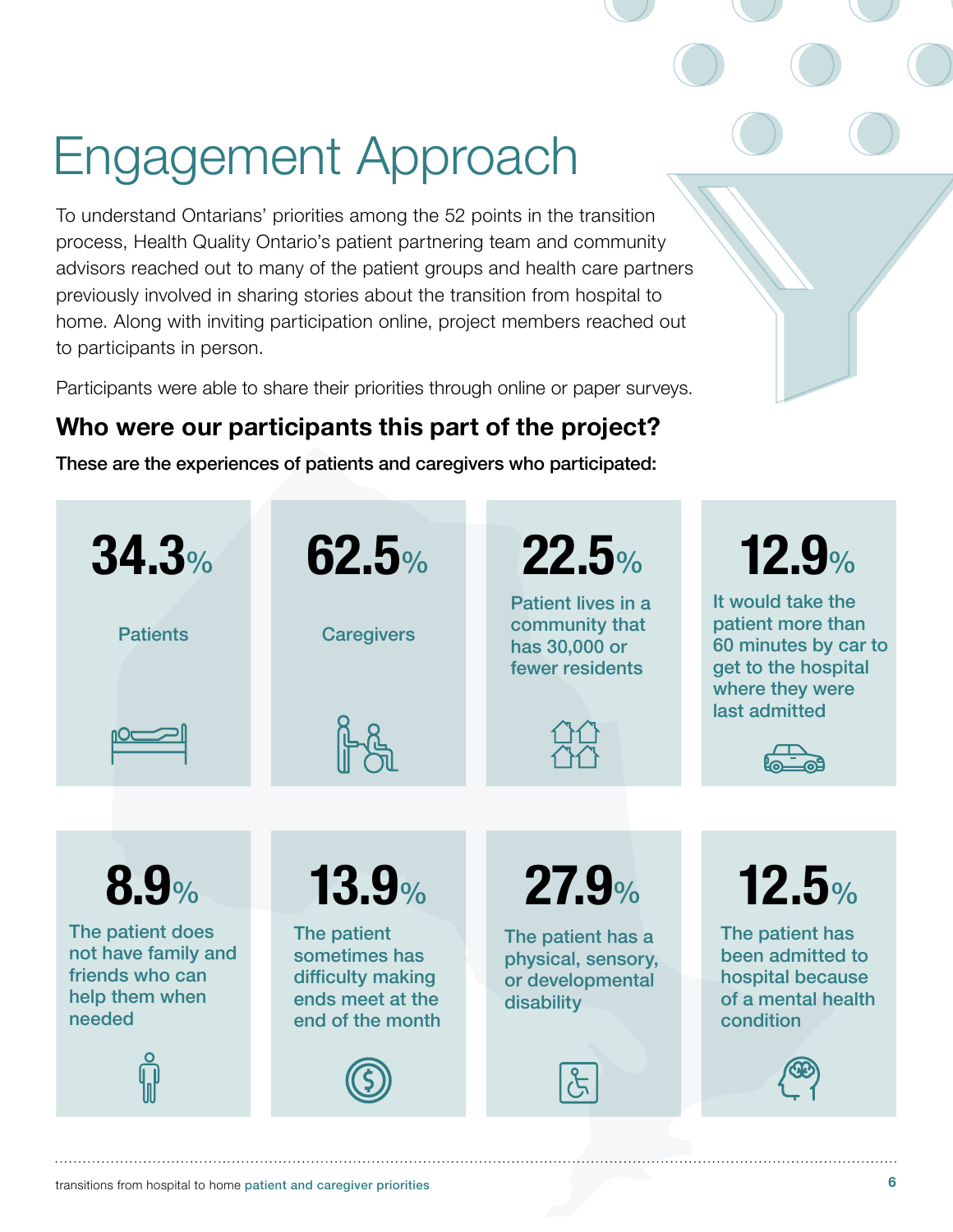# Engagement Approach

To understand Ontarians' priorities among the 52 points in the transition process, Health Quality Ontario's patient partnering team and community advisors reached out to many of the patient groups and health care partners previously involved in sharing stories about the transition from hospital to home. Along with inviting participation online, project members reached out to participants in person.

Participants were able to share their priorities through online or paper surveys.

## Who were our participants this part of the project?

**These are the experiences of patients and caregivers who participated:**

**34.3%**
Patients

**62.5%**
Caregivers

**22.5%**
Patient lives in a community that has 30,000 or fewer residents

**12.9%**
It would take the patient more than 60 minutes by car to get to the hospital where they were last admitted

**8.9%**
The patient does not have family and friends who can help them when needed

**13.9%**
The patient sometimes has difficulty making ends meet at the end of the month

**27.9%**
The patient has a physical, sensory, or developmental disability

**12.5%**
The patient has been admitted to hospital because of a mental health condition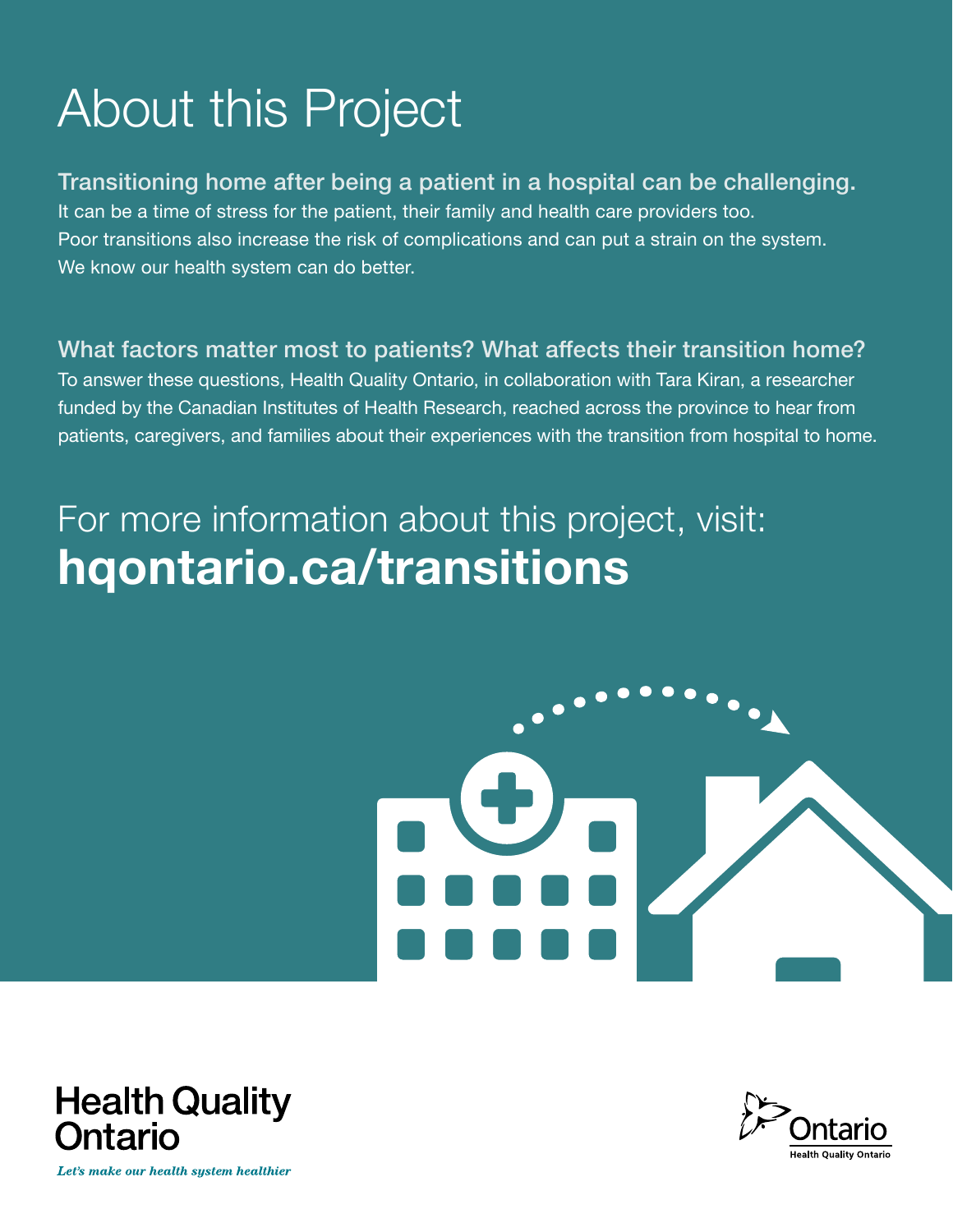# About this Project

**Transitioning home after being a patient in a hospital can be challenging.**
It can be a time of stress for the patient, their family and health care providers too.
Poor transitions also increase the risk of complications and can put a strain on the system.
We know our health system can do better.

**What factors matter most to patients? What affects their transition home?**
To answer these questions, Health Quality Ontario, in collaboration with Tara Kiran, a researcher funded by the Canadian Institutes of Health Research, reached across the province to hear from patients, caregivers, and families about their experiences with the transition from hospital to home.

For more information about this project, visit:
**hqontario.ca/transitions**

**Health Quality Ontario**

*Let's make our health system healthier*

Ontario
Health Quality Ontario